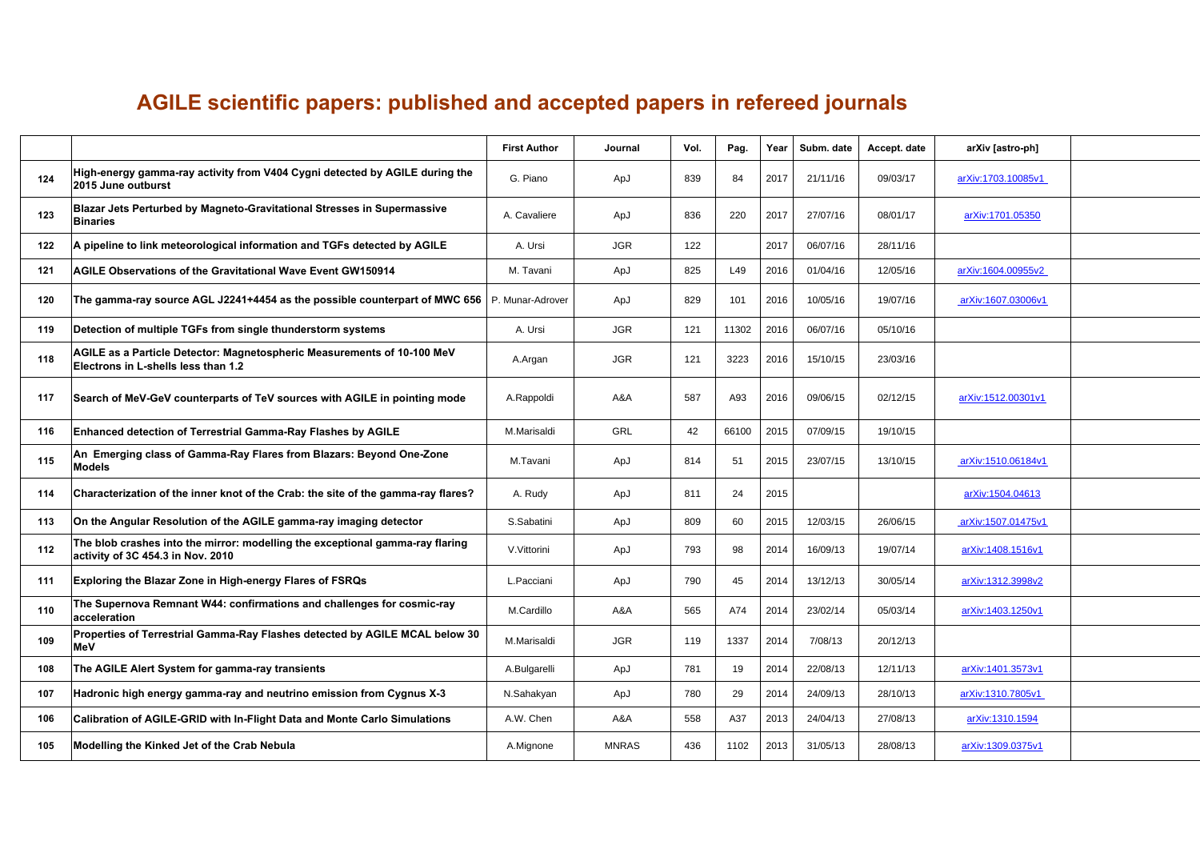# AGILE scientific papers: published and accepted papers in refereed journals

| | | First Author | Journal | Vol. | Pag. | Year | Subm. date | Accept. date | arXiv [astro-ph] | |
|---|---|---|---|---|---|---|---|---|---|---|
| 124 | High-energy gamma-ray activity from V404 Cygni detected by AGILE during the 2015 June outburst | G. Piano | ApJ | 839 | 84 | 2017 | 21/11/16 | 09/03/17 | arXiv:1703.10085v1 | |
| 123 | Blazar Jets Perturbed by Magneto-Gravitational Stresses in Supermassive Binaries | A. Cavaliere | ApJ | 836 | 220 | 2017 | 27/07/16 | 08/01/17 | arXiv:1701.05350 | |
| 122 | A pipeline to link meteorological information and TGFs detected by AGILE | A. Ursi | JGR | 122 | | 2017 | 06/07/16 | 28/11/16 | | |
| 121 | AGILE Observations of the Gravitational Wave Event GW150914 | M. Tavani | ApJ | 825 | L49 | 2016 | 01/04/16 | 12/05/16 | arXiv:1604.00955v2 | |
| 120 | The gamma-ray source AGL J2241+4454 as the possible counterpart of MWC 656 | P. Munar-Adrover | ApJ | 829 | 101 | 2016 | 10/05/16 | 19/07/16 | arXiv:1607.03006v1 | |
| 119 | Detection of multiple TGFs from single thunderstorm systems | A. Ursi | JGR | 121 | 11302 | 2016 | 06/07/16 | 05/10/16 | | |
| 118 | AGILE as a Particle Detector: Magnetospheric Measurements of 10-100 MeV Electrons in L-shells less than 1.2 | A.Argan | JGR | 121 | 3223 | 2016 | 15/10/15 | 23/03/16 | | |
| 117 | Search of MeV-GeV counterparts of TeV sources with AGILE in pointing mode | A.Rappoldi | A&A | 587 | A93 | 2016 | 09/06/15 | 02/12/15 | arXiv:1512.00301v1 | |
| 116 | Enhanced detection of Terrestrial Gamma-Ray Flashes by AGILE | M.Marisaldi | GRL | 42 | 66100 | 2015 | 07/09/15 | 19/10/15 | | |
| 115 | An Emerging class of Gamma-Ray Flares from Blazars: Beyond One-Zone Models | M.Tavani | ApJ | 814 | 51 | 2015 | 23/07/15 | 13/10/15 | arXiv:1510.06184v1 | |
| 114 | Characterization of the inner knot of the Crab: the site of the gamma-ray flares? | A. Rudy | ApJ | 811 | 24 | 2015 | | | arXiv:1504.04613 | |
| 113 | On the Angular Resolution of the AGILE gamma-ray imaging detector | S.Sabatini | ApJ | 809 | 60 | 2015 | 12/03/15 | 26/06/15 | arXiv:1507.01475v1 | |
| 112 | The blob crashes into the mirror: modelling the exceptional gamma-ray flaring activity of 3C 454.3 in Nov. 2010 | V.Vittorini | ApJ | 793 | 98 | 2014 | 16/09/13 | 19/07/14 | arXiv:1408.1516v1 | |
| 111 | Exploring the Blazar Zone in High-energy Flares of FSRQs | L.Pacciani | ApJ | 790 | 45 | 2014 | 13/12/13 | 30/05/14 | arXiv:1312.3998v2 | |
| 110 | The Supernova Remnant W44: confirmations and challenges for cosmic-ray acceleration | M.Cardillo | A&A | 565 | A74 | 2014 | 23/02/14 | 05/03/14 | arXiv:1403.1250v1 | |
| 109 | Properties of Terrestrial Gamma-Ray Flashes detected by AGILE MCAL below 30 MeV | M.Marisaldi | JGR | 119 | 1337 | 2014 | 7/08/13 | 20/12/13 | | |
| 108 | The AGILE Alert System for gamma-ray transients | A.Bulgarelli | ApJ | 781 | 19 | 2014 | 22/08/13 | 12/11/13 | arXiv:1401.3573v1 | |
| 107 | Hadronic high energy gamma-ray and neutrino emission from Cygnus X-3 | N.Sahakyan | ApJ | 780 | 29 | 2014 | 24/09/13 | 28/10/13 | arXiv:1310.7805v1 | |
| 106 | Calibration of AGILE-GRID with In-Flight Data and Monte Carlo Simulations | A.W. Chen | A&A | 558 | A37 | 2013 | 24/04/13 | 27/08/13 | arXiv:1310.1594 | |
| 105 | Modelling the Kinked Jet of the Crab Nebula | A.Mignone | MNRAS | 436 | 1102 | 2013 | 31/05/13 | 28/08/13 | arXiv:1309.0375v1 | |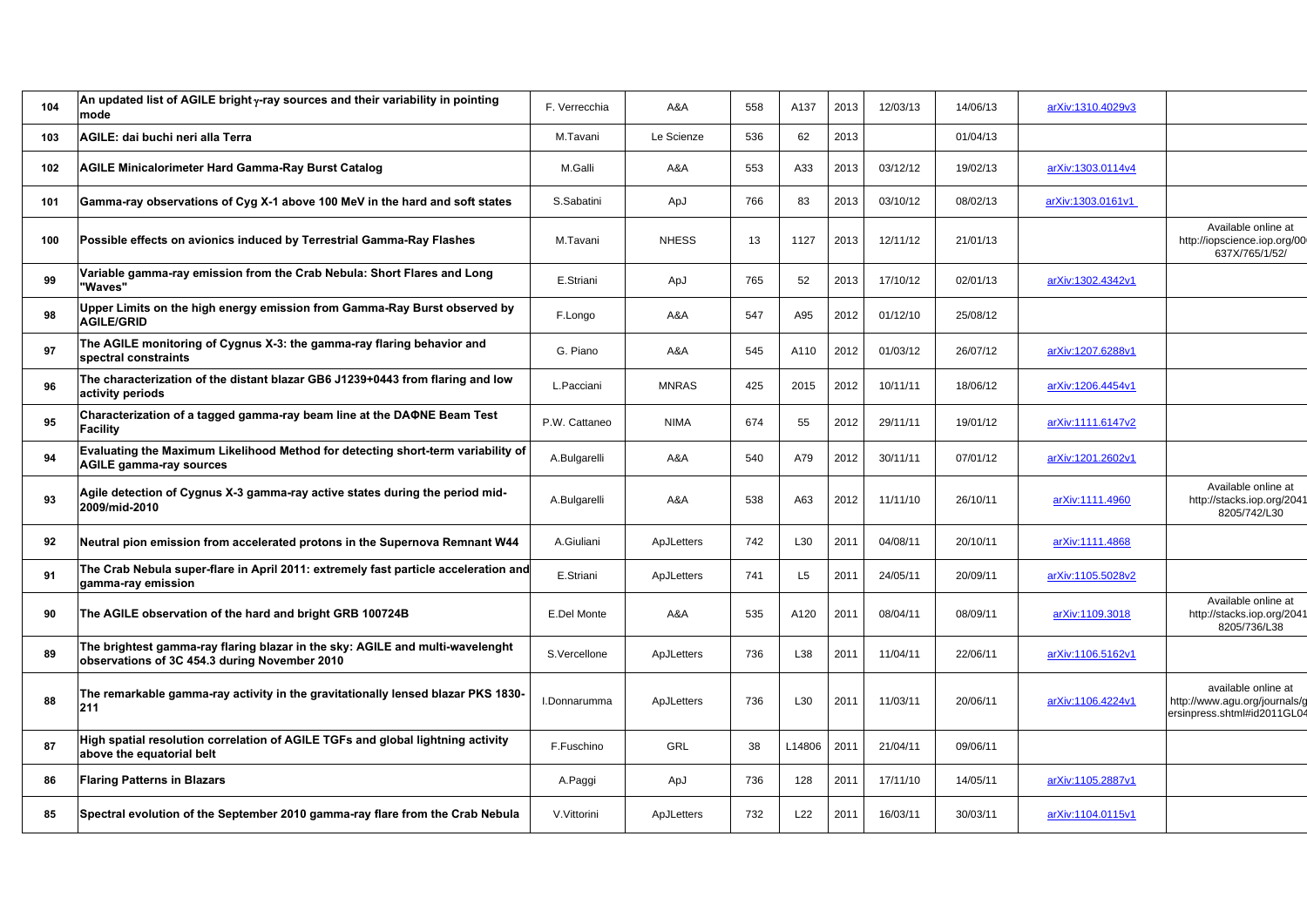| 104 | An updated list of AGILE bright $\gamma$-ray sources and their variability in pointing mode | F. Verrecchia | A&A | 558 | A137 | 2013 | 12/03/13 | 14/06/13 | arXiv:1310.4029v3 | |
|---|---|---|---|---|---|---|---|---|---|---|
| 103 | AGILE: dai buchi neri alla Terra | M.Tavani | Le Scienze | 536 | 62 | 2013 | | 01/04/13 | | |
| 102 | AGILE Minicalorimeter Hard Gamma-Ray Burst Catalog | M.Galli | A&A | 553 | A33 | 2013 | 03/12/12 | 19/02/13 | arXiv:1303.0114v4 | |
| 101 | Gamma-ray observations of Cyg X-1 above 100 MeV in the hard and soft states | S.Sabatini | ApJ | 766 | 83 | 2013 | 03/10/12 | 08/02/13 | arXiv:1303.0161v1 | |
| 100 | Possible effects on avionics induced by Terrestrial Gamma-Ray Flashes | M.Tavani | NHESS | 13 | 1127 | 2013 | 12/11/12 | 21/01/13 | | Available online at http://iopscience.iop.org/00 637X/765/1/52/ |
| 99 | Variable gamma-ray emission from the Crab Nebula: Short Flares and Long "Waves" | E.Striani | ApJ | 765 | 52 | 2013 | 17/10/12 | 02/01/13 | arXiv:1302.4342v1 | |
| 98 | Upper Limits on the high energy emission from Gamma-Ray Burst observed by AGILE/GRID | F.Longo | A&A | 547 | A95 | 2012 | 01/12/10 | 25/08/12 | | |
| 97 | The AGILE monitoring of Cygnus X-3: the gamma-ray flaring behavior and spectral constraints | G. Piano | A&A | 545 | A110 | 2012 | 01/03/12 | 26/07/12 | arXiv:1207.6288v1 | |
| 96 | The characterization of the distant blazar GB6 J1239+0443 from flaring and low activity periods | L.Pacciani | MNRAS | 425 | 2015 | 2012 | 10/11/11 | 18/06/12 | arXiv:1206.4454v1 | |
| 95 | Characterization of a tagged gamma-ray beam line at the DAΦNE Beam Test Facility | P.W. Cattaneo | NIMA | 674 | 55 | 2012 | 29/11/11 | 19/01/12 | arXiv:1111.6147v2 | |
| 94 | Evaluating the Maximum Likelihood Method for detecting short-term variability of AGILE gamma-ray sources | A.Bulgarelli | A&A | 540 | A79 | 2012 | 30/11/11 | 07/01/12 | arXiv:1201.2602v1 | |
| 93 | Agile detection of Cygnus X-3 gamma-ray active states during the period mid-2009/mid-2010 | A.Bulgarelli | A&A | 538 | A63 | 2012 | 11/11/10 | 26/10/11 | arXiv:1111.4960 | Available online at http://stacks.iop.org/2041 8205/742/L30 |
| 92 | Neutral pion emission from accelerated protons in the Supernova Remnant W44 | A.Giuliani | ApJLetters | 742 | L30 | 2011 | 04/08/11 | 20/10/11 | arXiv:1111.4868 | |
| 91 | The Crab Nebula super-flare in April 2011: extremely fast particle acceleration and gamma-ray emission | E.Striani | ApJLetters | 741 | L5 | 2011 | 24/05/11 | 20/09/11 | arXiv:1105.5028v2 | |
| 90 | The AGILE observation of the hard and bright GRB 100724B | E.Del Monte | A&A | 535 | A120 | 2011 | 08/04/11 | 08/09/11 | arXiv:1109.3018 | Available online at http://stacks.iop.org/2041 8205/736/L38 |
| 89 | The brightest gamma-ray flaring blazar in the sky: AGILE and multi-wavelenght observations of 3C 454.3 during November 2010 | S.Vercellone | ApJLetters | 736 | L38 | 2011 | 11/04/11 | 22/06/11 | arXiv:1106.5162v1 | |
| 88 | The remarkable gamma-ray activity in the gravitationally lensed blazar PKS 1830-211 | I.Donnarumma | ApJLetters | 736 | L30 | 2011 | 11/03/11 | 20/06/11 | arXiv:1106.4224v1 | available online at http://www.agu.org/journals/g ersinpress.shtml#id2011GL04 |
| 87 | High spatial resolution correlation of AGILE TGFs and global lightning activity above the equatorial belt | F.Fuschino | GRL | 38 | L14806 | 2011 | 21/04/11 | 09/06/11 | | |
| 86 | Flaring Patterns in Blazars | A.Paggi | ApJ | 736 | 128 | 2011 | 17/11/10 | 14/05/11 | arXiv:1105.2887v1 | |
| 85 | Spectral evolution of the September 2010 gamma-ray flare from the Crab Nebula | V.Vittorini | ApJLetters | 732 | L22 | 2011 | 16/03/11 | 30/03/11 | arXiv:1104.0115v1 | |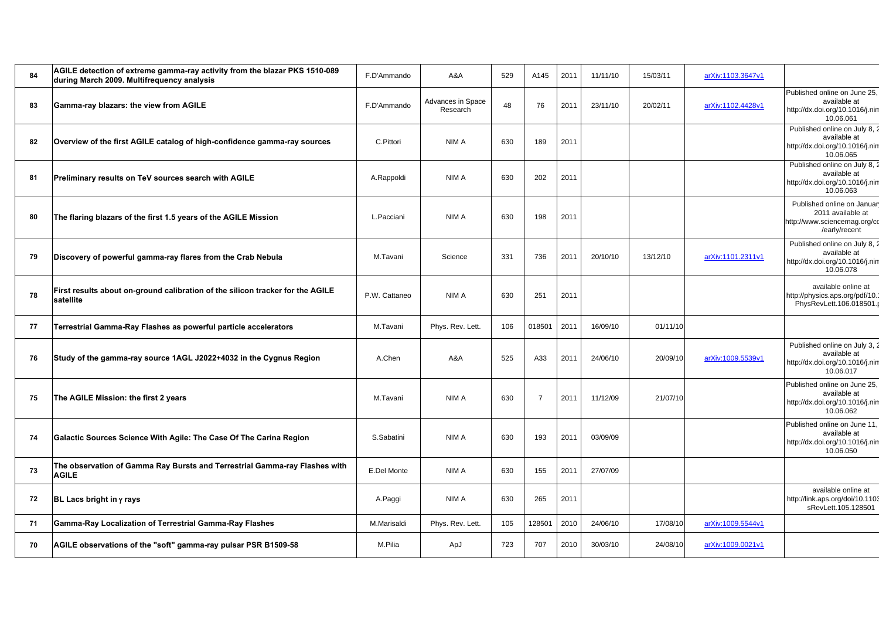| 84 | AGILE detection of extreme gamma-ray activity from the blazar PKS 1510-089 during March 2009. Multifrequency analysis | F.D'Ammando | A&A | 529 | A145 | 2011 | 11/11/10 | 15/03/11 | arXiv:1103.3647v1 | |
|---|---|---|---|---|---|---|---|---|---|---|
| 83 | Gamma-ray blazars: the view from AGILE | F.D'Ammando | Advances in Space Research | 48 | 76 | 2011 | 23/11/10 | 20/02/11 | arXiv:1102.4428v1 | Published online on June 25, available at http://dx.doi.org/10.1016/j.nin 10.06.061 |
| 82 | Overview of the first AGILE catalog of high-confidence gamma-ray sources | C.Pittori | NIM A | 630 | 189 | 2011 | | | | Published online on July 8, 2 available at http://dx.doi.org/10.1016/j.nin 10.06.065 |
| 81 | Preliminary results on TeV sources search with AGILE | A.Rappoldi | NIM A | 630 | 202 | 2011 | | | | Published online on July 8, 2 available at http://dx.doi.org/10.1016/j.nin 10.06.063 |
| 80 | The flaring blazars of the first 1.5 years of the AGILE Mission | L.Pacciani | NIM A | 630 | 198 | 2011 | | | | Published online on Januar 2011 available at http://www.sciencemag.org/co /early/recent |
| 79 | Discovery of powerful gamma-ray flares from the Crab Nebula | M.Tavani | Science | 331 | 736 | 2011 | 20/10/10 | 13/12/10 | arXiv:1101.2311v1 | Published online on July 8, 2 available at http://dx.doi.org/10.1016/j.nin 10.06.078 |
| 78 | First results about on-ground calibration of the silicon tracker for the AGILE satellite | P.W. Cattaneo | NIM A | 630 | 251 | 2011 | | | | available online at http://physics.aps.org/pdf/10.1 PhysRevLett.106.018501.p |
| 77 | Terrestrial Gamma-Ray Flashes as powerful particle accelerators | M.Tavani | Phys. Rev. Lett. | 106 | 018501 | 2011 | 16/09/10 | 01/11/10 | | |
| 76 | Study of the gamma-ray source 1AGL J2022+4032 in the Cygnus Region | A.Chen | A&A | 525 | A33 | 2011 | 24/06/10 | 20/09/10 | arXiv:1009.5539v1 | Published online on July 3, 2 available at http://dx.doi.org/10.1016/j.nin 10.06.017 |
| 75 | The AGILE Mission: the first 2 years | M.Tavani | NIM A | 630 | 7 | 2011 | 11/12/09 | 21/07/10 | | Published online on June 25, available at http://dx.doi.org/10.1016/j.nin 10.06.062 |
| 74 | Galactic Sources Science With Agile: The Case Of The Carina Region | S.Sabatini | NIM A | 630 | 193 | 2011 | 03/09/09 | | | Published online on June 11, available at http://dx.doi.org/10.1016/j.nin 10.06.050 |
| 73 | The observation of Gamma Ray Bursts and Terrestrial Gamma-ray Flashes with AGILE | E.Del Monte | NIM A | 630 | 155 | 2011 | 27/07/09 | | | |
| 72 | BL Lacs bright in $\gamma$ rays | A.Paggi | NIM A | 630 | 265 | 2011 | | | | available online at http://link.aps.org/doi/10.1103 sRevLett.105.128501 |
| 71 | Gamma-Ray Localization of Terrestrial Gamma-Ray Flashes | M.Marisaldi | Phys. Rev. Lett. | 105 | 128501 | 2010 | 24/06/10 | 17/08/10 | arXiv:1009.5544v1 | |
| 70 | AGILE observations of the "soft" gamma-ray pulsar PSR B1509-58 | M.Pilia | ApJ | 723 | 707 | 2010 | 30/03/10 | 24/08/10 | arXiv:1009.0021v1 | |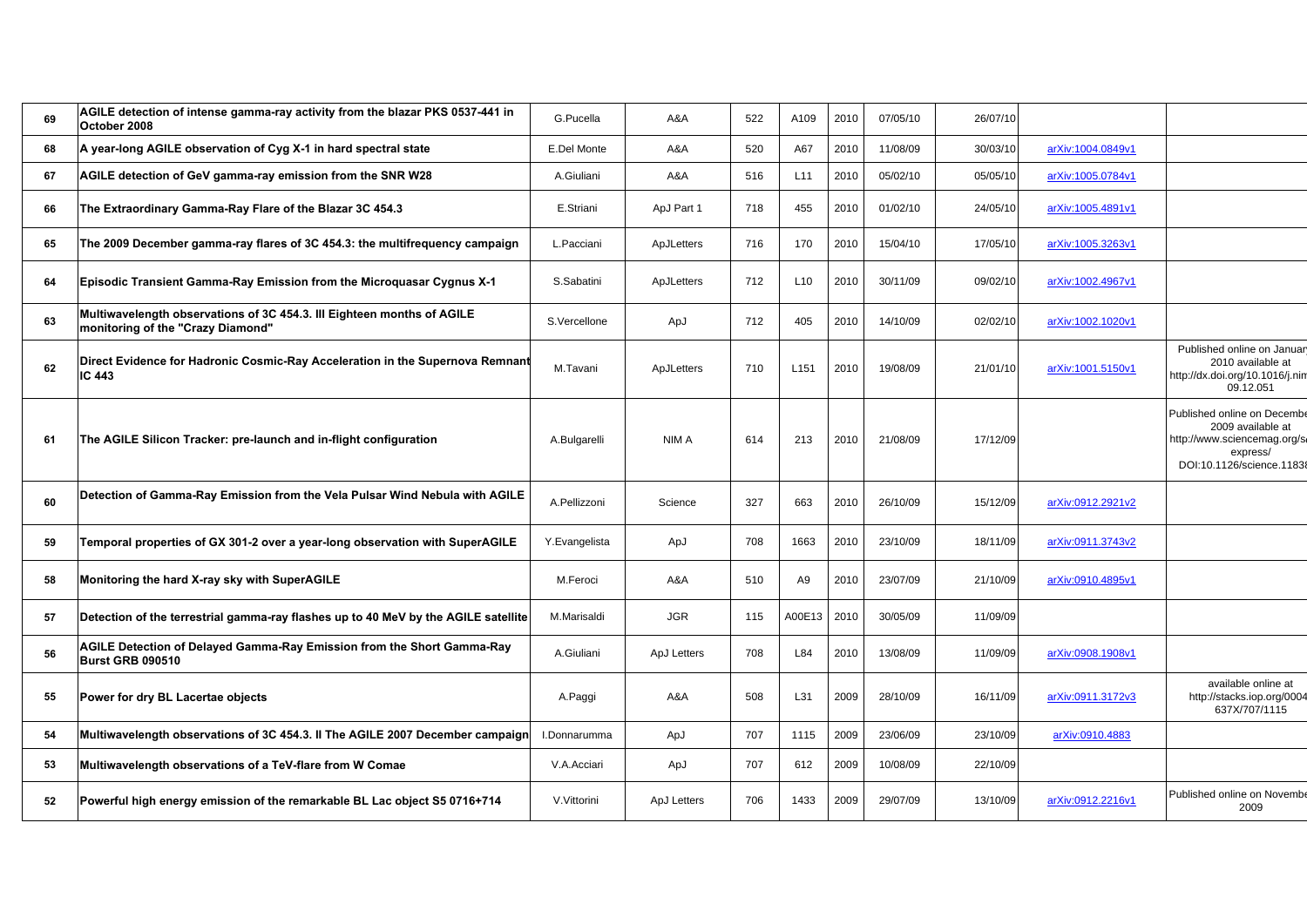| | | | | | | | | | | |
|---|---|---|---|---|---|---|---|---|---|---|
| 69 | **AGILE detection of intense gamma-ray activity from the blazar PKS 0537-441 in October 2008** | G.Pucella | A&A | 522 | A109 | 2010 | 07/05/10 | 26/07/10 | | |
| 68 | **A year-long AGILE observation of Cyg X-1 in hard spectral state** | E.Del Monte | A&A | 520 | A67 | 2010 | 11/08/09 | 30/03/10 | arXiv:1004.0849v1 | |
| 67 | **AGILE detection of GeV gamma-ray emission from the SNR W28** | A.Giuliani | A&A | 516 | L11 | 2010 | 05/02/10 | 05/05/10 | arXiv:1005.0784v1 | |
| 66 | **The Extraordinary Gamma-Ray Flare of the Blazar 3C 454.3** | E.Striani | ApJ Part 1 | 718 | 455 | 2010 | 01/02/10 | 24/05/10 | arXiv:1005.4891v1 | |
| 65 | **The 2009 December gamma-ray flares of 3C 454.3: the multifrequency campaign** | L.Pacciani | ApJLetters | 716 | 170 | 2010 | 15/04/10 | 17/05/10 | arXiv:1005.3263v1 | |
| 64 | **Episodic Transient Gamma-Ray Emission from the Microquasar Cygnus X-1** | S.Sabatini | ApJLetters | 712 | L10 | 2010 | 30/11/09 | 09/02/10 | arXiv:1002.4967v1 | |
| 63 | **Multiwavelength observations of 3C 454.3. III Eighteen months of AGILE monitoring of the "Crazy Diamond"** | S.Vercellone | ApJ | 712 | 405 | 2010 | 14/10/09 | 02/02/10 | arXiv:1002.1020v1 | |
| 62 | **Direct Evidence for Hadronic Cosmic-Ray Acceleration in the Supernova Remnant IC 443** | M.Tavani | ApJLetters | 710 | L151 | 2010 | 19/08/09 | 21/01/10 | arXiv:1001.5150v1 | Published online on Januar 2010 available at http://dx.doi.org/10.1016/j.nim 09.12.051 |
| 61 | **The AGILE Silicon Tracker: pre-launch and in-flight configuration** | A.Bulgarelli | NIM A | 614 | 213 | 2010 | 21/08/09 | 17/12/09 | | Published online on Decembe 2009 available at http://www.sciencemag.org/s express/ DOI:10.1126/science.1183 |
| 60 | **Detection of Gamma-Ray Emission from the Vela Pulsar Wind Nebula with AGILE** | A.Pellizzoni | Science | 327 | 663 | 2010 | 26/10/09 | 15/12/09 | arXiv:0912.2921v2 | |
| 59 | **Temporal properties of GX 301-2 over a year-long observation with SuperAGILE** | Y.Evangelista | ApJ | 708 | 1663 | 2010 | 23/10/09 | 18/11/09 | arXiv:0911.3743v2 | |
| 58 | **Monitoring the hard X-ray sky with SuperAGILE** | M.Feroci | A&A | 510 | A9 | 2010 | 23/07/09 | 21/10/09 | arXiv:0910.4895v1 | |
| 57 | **Detection of the terrestrial gamma-ray flashes up to 40 MeV by the AGILE satellite** | M.Marisaldi | JGR | 115 | A00E13 | 2010 | 30/05/09 | 11/09/09 | | |
| 56 | **AGILE Detection of Delayed Gamma-Ray Emission from the Short Gamma-Ray Burst GRB 090510** | A.Giuliani | ApJ Letters | 708 | L84 | 2010 | 13/08/09 | 11/09/09 | arXiv:0908.1908v1 | |
| 55 | **Power for dry BL Lacertae objects** | A.Paggi | A&A | 508 | L31 | 2009 | 28/10/09 | 16/11/09 | arXiv:0911.3172v3 | available online at http://stacks.iop.org/0004 637X/707/1115 |
| 54 | **Multiwavelength observations of 3C 454.3. II The AGILE 2007 December campaign** | I.Donnarumma | ApJ | 707 | 1115 | 2009 | 23/06/09 | 23/10/09 | arXiv:0910.4883 | |
| 53 | **Multiwavelength observations of a TeV-flare from W Comae** | V.A.Acciari | ApJ | 707 | 612 | 2009 | 10/08/09 | 22/10/09 | | |
| 52 | **Powerful high energy emission of the remarkable BL Lac object S5 0716+714** | V.Vittorini | ApJ Letters | 706 | 1433 | 2009 | 29/07/09 | 13/10/09 | arXiv:0912.2216v1 | Published online on Novembe 2009 |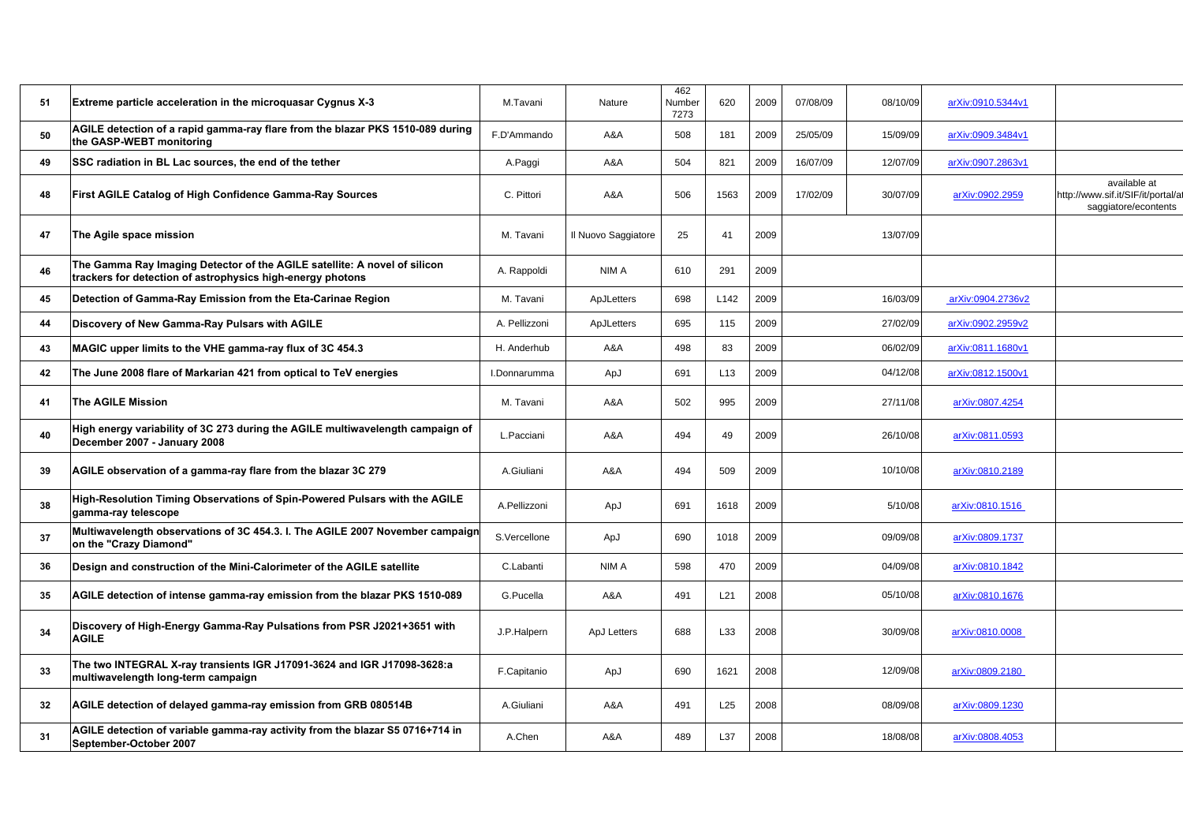| | | | | | | | | | | |
|---|---|---|---|---|---|---|---|---|---|---|
| 51 | **Extreme particle acceleration in the microquasar Cygnus X-3** | M.Tavani | Nature | 462 Number 7273 | 620 | 2009 | 07/08/09 | 08/10/09 | arXiv:0910.5344v1 | |
| 50 | **AGILE detection of a rapid gamma-ray flare from the blazar PKS 1510-089 during the GASP-WEBT monitoring** | F.D'Ammando | A&A | 508 | 181 | 2009 | 25/05/09 | 15/09/09 | arXiv:0909.3484v1 | |
| 49 | **SSC radiation in BL Lac sources, the end of the tether** | A.Paggi | A&A | 504 | 821 | 2009 | 16/07/09 | 12/07/09 | arXiv:0907.2863v1 | |
| 48 | **First AGILE Catalog of High Confidence Gamma-Ray Sources** | C. Pittori | A&A | 506 | 1563 | 2009 | 17/02/09 | 30/07/09 | arXiv:0902.2959 | available at http://www.sif.it/SIF/it/portal/a saggiatore/econtents |
| 47 | **The Agile space mission** | M. Tavani | Il Nuovo Saggiatore | 25 | 41 | 2009 | | 13/07/09 | | |
| 46 | **The Gamma Ray Imaging Detector of the AGILE satellite: A novel of silicon trackers for detection of astrophysics high-energy photons** | A. Rappoldi | NIM A | 610 | 291 | 2009 | | | | |
| 45 | **Detection of Gamma-Ray Emission from the Eta-Carinae Region** | M. Tavani | ApJLetters | 698 | L142 | 2009 | | 16/03/09 | arXiv:0904.2736v2 | |
| 44 | **Discovery of New Gamma-Ray Pulsars with AGILE** | A. Pellizzoni | ApJLetters | 695 | 115 | 2009 | | 27/02/09 | arXiv:0902.2959v2 | |
| 43 | **MAGIC upper limits to the VHE gamma-ray flux of 3C 454.3** | H. Anderhub | A&A | 498 | 83 | 2009 | | 06/02/09 | arXiv:0811.1680v1 | |
| 42 | **The June 2008 flare of Markarian 421 from optical to TeV energies** | I.Donnarumma | ApJ | 691 | L13 | 2009 | | 04/12/08 | arXiv:0812.1500v1 | |
| 41 | **The AGILE Mission** | M. Tavani | A&A | 502 | 995 | 2009 | | 27/11/08 | arXiv:0807.4254 | |
| 40 | **High energy variability of 3C 273 during the AGILE multiwavelength campaign of December 2007 - January 2008** | L.Pacciani | A&A | 494 | 49 | 2009 | | 26/10/08 | arXiv:0811.0593 | |
| 39 | **AGILE observation of a gamma-ray flare from the blazar 3C 279** | A.Giuliani | A&A | 494 | 509 | 2009 | | 10/10/08 | arXiv:0810.2189 | |
| 38 | **High-Resolution Timing Observations of Spin-Powered Pulsars with the AGILE gamma-ray telescope** | A.Pellizzoni | ApJ | 691 | 1618 | 2009 | | 5/10/08 | arXiv:0810.1516 | |
| 37 | **Multiwavelength observations of 3C 454.3. I. The AGILE 2007 November campaign on the "Crazy Diamond"** | S.Vercellone | ApJ | 690 | 1018 | 2009 | | 09/09/08 | arXiv:0809.1737 | |
| 36 | **Design and construction of the Mini-Calorimeter of the AGILE satellite** | C.Labanti | NIM A | 598 | 470 | 2009 | | 04/09/08 | arXiv:0810.1842 | |
| 35 | **AGILE detection of intense gamma-ray emission from the blazar PKS 1510-089** | G.Pucella | A&A | 491 | L21 | 2008 | | 05/10/08 | arXiv:0810.1676 | |
| 34 | **Discovery of High-Energy Gamma-Ray Pulsations from PSR J2021+3651 with AGILE** | J.P.Halpern | ApJ Letters | 688 | L33 | 2008 | | 30/09/08 | arXiv:0810.0008 | |
| 33 | **The two INTEGRAL X-ray transients IGR J17091-3624 and IGR J17098-3628:a multiwavelength long-term campaign** | F.Capitanio | ApJ | 690 | 1621 | 2008 | | 12/09/08 | arXiv:0809.2180 | |
| 32 | **AGILE detection of delayed gamma-ray emission from GRB 080514B** | A.Giuliani | A&A | 491 | L25 | 2008 | | 08/09/08 | arXiv:0809.1230 | |
| 31 | **AGILE detection of variable gamma-ray activity from the blazar S5 0716+714 in September-October 2007** | A.Chen | A&A | 489 | L37 | 2008 | | 18/08/08 | arXiv:0808.4053 | |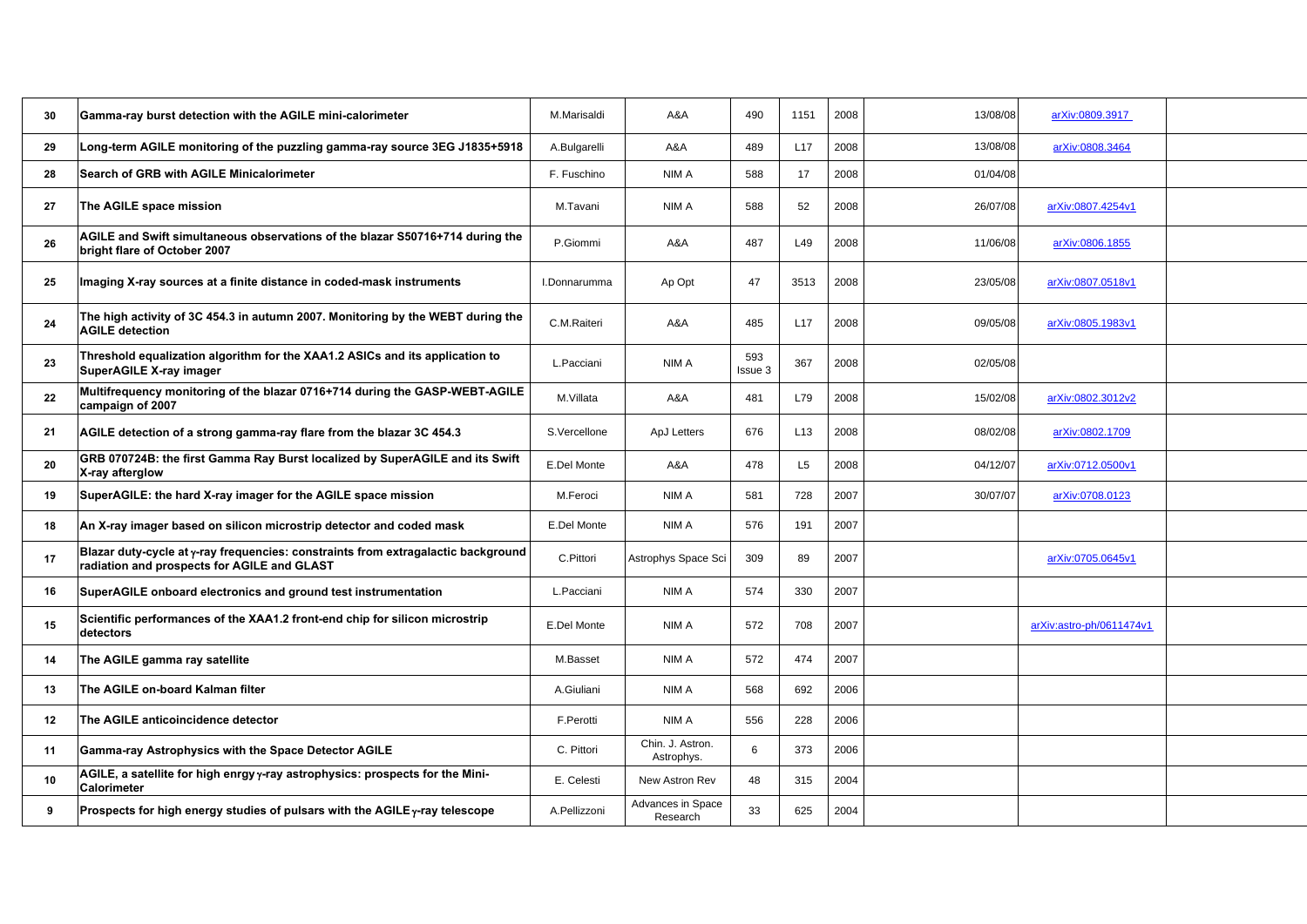| 30 | Gamma-ray burst detection with the AGILE mini-calorimeter | M.Marisaldi | A&A | 490 | 1151 | 2008 | 13/08/08 | arXiv:0809.3917 | |
|---|---|---|---|---|---|---|---|---|---|
| 29 | Long-term AGILE monitoring of the puzzling gamma-ray source 3EG J1835+5918 | A.Bulgarelli | A&A | 489 | L17 | 2008 | 13/08/08 | arXiv:0808.3464 | |
| 28 | Search of GRB with AGILE Minicalorimeter | F. Fuschino | NIM A | 588 | 17 | 2008 | 01/04/08 | | |
| 27 | The AGILE space mission | M.Tavani | NIM A | 588 | 52 | 2008 | 26/07/08 | arXiv:0807.4254v1 | |
| 26 | AGILE and Swift simultaneous observations of the blazar S50716+714 during the bright flare of October 2007 | P.Giommi | A&A | 487 | L49 | 2008 | 11/06/08 | arXiv:0806.1855 | |
| 25 | Imaging X-ray sources at a finite distance in coded-mask instruments | I.Donnarumma | Ap Opt | 47 | 3513 | 2008 | 23/05/08 | arXiv:0807.0518v1 | |
| 24 | The high activity of 3C 454.3 in autumn 2007. Monitoring by the WEBT during the AGILE detection | C.M.Raiteri | A&A | 485 | L17 | 2008 | 09/05/08 | arXiv:0805.1983v1 | |
| 23 | Threshold equalization algorithm for the XAA1.2 ASICs and its application to SuperAGILE X-ray imager | L.Pacciani | NIM A | 593 Issue 3 | 367 | 2008 | 02/05/08 | | |
| 22 | Multifrequency monitoring of the blazar 0716+714 during the GASP-WEBT-AGILE campaign of 2007 | M.Villata | A&A | 481 | L79 | 2008 | 15/02/08 | arXiv:0802.3012v2 | |
| 21 | AGILE detection of a strong gamma-ray flare from the blazar 3C 454.3 | S.Vercellone | ApJ Letters | 676 | L13 | 2008 | 08/02/08 | arXiv:0802.1709 | |
| 20 | GRB 070724B: the first Gamma Ray Burst localized by SuperAGILE and its Swift X-ray afterglow | E.Del Monte | A&A | 478 | L5 | 2008 | 04/12/07 | arXiv:0712.0500v1 | |
| 19 | SuperAGILE: the hard X-ray imager for the AGILE space mission | M.Feroci | NIM A | 581 | 728 | 2007 | 30/07/07 | arXiv:0708.0123 | |
| 18 | An X-ray imager based on silicon microstrip detector and coded mask | E.Del Monte | NIM A | 576 | 191 | 2007 | | | |
| 17 | Blazar duty-cycle at $\gamma$-ray frequencies: constraints from extragalactic background radiation and prospects for AGILE and GLAST | C.Pittori | Astrophys Space Sci | 309 | 89 | 2007 | | arXiv:0705.0645v1 | |
| 16 | SuperAGILE onboard electronics and ground test instrumentation | L.Pacciani | NIM A | 574 | 330 | 2007 | | | |
| 15 | Scientific performances of the XAA1.2 front-end chip for silicon microstrip detectors | E.Del Monte | NIM A | 572 | 708 | 2007 | | arXiv:astro-ph/0611474v1 | |
| 14 | The AGILE gamma ray satellite | M.Basset | NIM A | 572 | 474 | 2007 | | | |
| 13 | The AGILE on-board Kalman filter | A.Giuliani | NIM A | 568 | 692 | 2006 | | | |
| 12 | The AGILE anticoincidence detector | F.Perotti | NIM A | 556 | 228 | 2006 | | | |
| 11 | Gamma-ray Astrophysics with the Space Detector AGILE | C. Pittori | Chin. J. Astron. Astrophys. | 6 | 373 | 2006 | | | |
| 10 | AGILE, a satellite for high enrgy $\gamma$-ray astrophysics: prospects for the Mini-Calorimeter | E. Celesti | New Astron Rev | 48 | 315 | 2004 | | | |
| 9 | Prospects for high energy studies of pulsars with the AGILE $\gamma$-ray telescope | A.Pellizzoni | Advances in Space Research | 33 | 625 | 2004 | | | |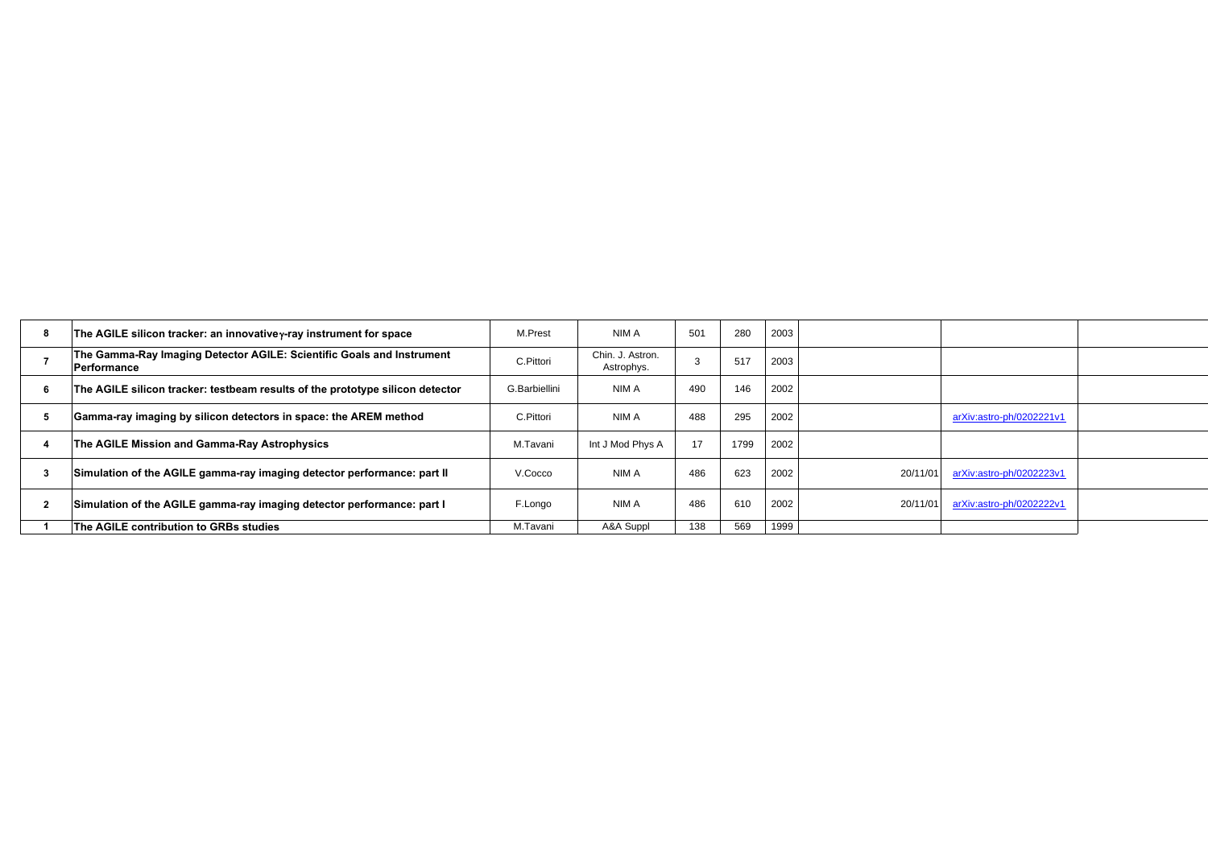| | | | | | | | | | |
|---|---|---|---|---|---|---|---|---|---|
| **8** | **The AGILE silicon tracker: an innovative $\gamma$-ray instrument for space** | M.Prest | NIM A | 501 | 280 | 2003 | | | |
| **7** | **The Gamma-Ray Imaging Detector AGILE: Scientific Goals and Instrument Performance** | C.Pittori | Chin. J. Astron. Astrophys. | 3 | 517 | 2003 | | | |
| **6** | **The AGILE silicon tracker: testbeam results of the prototype silicon detector** | G.Barbiellini | NIM A | 490 | 146 | 2002 | | | |
| **5** | **Gamma-ray imaging by silicon detectors in space: the AREM method** | C.Pittori | NIM A | 488 | 295 | 2002 | | arXiv:astro-ph/0202221v1 | |
| **4** | **The AGILE Mission and Gamma-Ray Astrophysics** | M.Tavani | Int J Mod Phys A | 17 | 1799 | 2002 | | | |
| **3** | **Simulation of the AGILE gamma-ray imaging detector performance: part II** | V.Cocco | NIM A | 486 | 623 | 2002 | 20/11/01 | arXiv:astro-ph/0202223v1 | |
| **2** | **Simulation of the AGILE gamma-ray imaging detector performance: part I** | F.Longo | NIM A | 486 | 610 | 2002 | 20/11/01 | arXiv:astro-ph/0202222v1 | |
| **1** | **The AGILE contribution to GRBs studies** | M.Tavani | A&A Suppl | 138 | 569 | 1999 | | | |